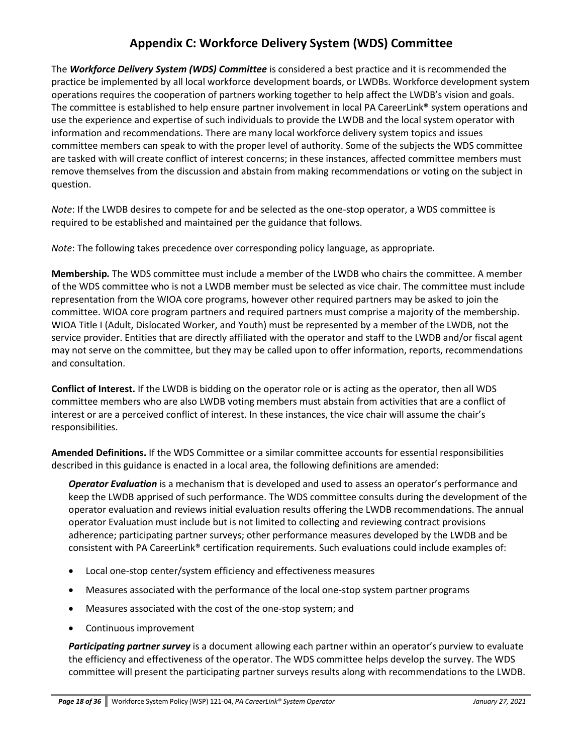# Appendix C: Workforce Delivery System (WDS) Committee

The ***Workforce Delivery System (WDS) Committee*** is considered a best practice and it is recommended the practice be implemented by all local workforce development boards, or LWDBs. Workforce development system operations requires the cooperation of partners working together to help affect the LWDB's vision and goals. The committee is established to help ensure partner involvement in local PA CareerLink® system operations and use the experience and expertise of such individuals to provide the LWDB and the local system operator with information and recommendations. There are many local workforce delivery system topics and issues committee members can speak to with the proper level of authority. Some of the subjects the WDS committee are tasked with will create conflict of interest concerns; in these instances, affected committee members must remove themselves from the discussion and abstain from making recommendations or voting on the subject in question.

*Note*: If the LWDB desires to compete for and be selected as the one-stop operator, a WDS committee is required to be established and maintained per the guidance that follows.

*Note*: The following takes precedence over corresponding policy language, as appropriate.

**Membership.** The WDS committee must include a member of the LWDB who chairs the committee. A member of the WDS committee who is not a LWDB member must be selected as vice chair. The committee must include representation from the WIOA core programs, however other required partners may be asked to join the committee. WIOA core program partners and required partners must comprise a majority of the membership. WIOA Title I (Adult, Dislocated Worker, and Youth) must be represented by a member of the LWDB, not the service provider. Entities that are directly affiliated with the operator and staff to the LWDB and/or fiscal agent may not serve on the committee, but they may be called upon to offer information, reports, recommendations and consultation.

**Conflict of Interest.** If the LWDB is bidding on the operator role or is acting as the operator, then all WDS committee members who are also LWDB voting members must abstain from activities that are a conflict of interest or are a perceived conflict of interest. In these instances, the vice chair will assume the chair's responsibilities.

**Amended Definitions.** If the WDS Committee or a similar committee accounts for essential responsibilities described in this guidance is enacted in a local area, the following definitions are amended:

***Operator Evaluation*** is a mechanism that is developed and used to assess an operator's performance and keep the LWDB apprised of such performance. The WDS committee consults during the development of the operator evaluation and reviews initial evaluation results offering the LWDB recommendations. The annual operator Evaluation must include but is not limited to collecting and reviewing contract provisions adherence; participating partner surveys; other performance measures developed by the LWDB and be consistent with PA CareerLink® certification requirements. Such evaluations could include examples of:

- Local one-stop center/system efficiency and effectiveness measures
- Measures associated with the performance of the local one-stop system partner programs
- Measures associated with the cost of the one-stop system; and
- Continuous improvement

***Participating partner survey*** is a document allowing each partner within an operator's purview to evaluate the efficiency and effectiveness of the operator. The WDS committee helps develop the survey. The WDS committee will present the participating partner surveys results along with recommendations to the LWDB.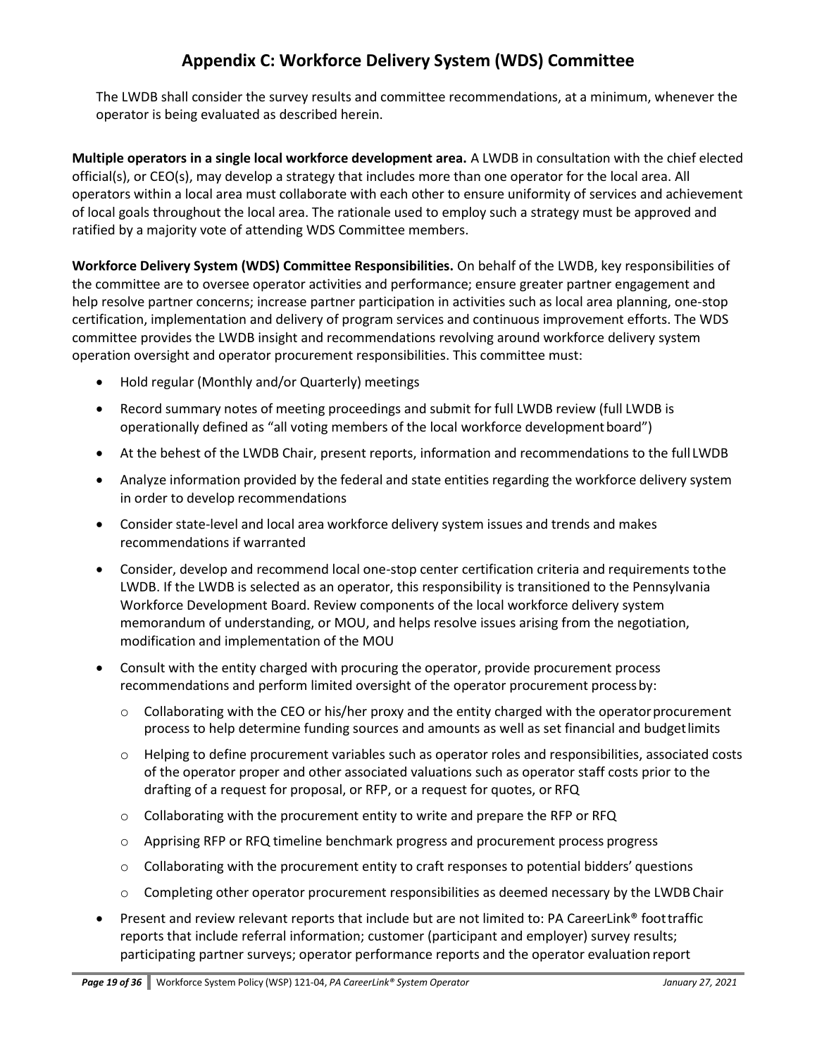## Appendix C: Workforce Delivery System (WDS) Committee

The LWDB shall consider the survey results and committee recommendations, at a minimum, whenever the operator is being evaluated as described herein.

**Multiple operators in a single local workforce development area.** A LWDB in consultation with the chief elected official(s), or CEO(s), may develop a strategy that includes more than one operator for the local area. All operators within a local area must collaborate with each other to ensure uniformity of services and achievement of local goals throughout the local area. The rationale used to employ such a strategy must be approved and ratified by a majority vote of attending WDS Committee members.

**Workforce Delivery System (WDS) Committee Responsibilities.** On behalf of the LWDB, key responsibilities of the committee are to oversee operator activities and performance; ensure greater partner engagement and help resolve partner concerns; increase partner participation in activities such as local area planning, one-stop certification, implementation and delivery of program services and continuous improvement efforts. The WDS committee provides the LWDB insight and recommendations revolving around workforce delivery system operation oversight and operator procurement responsibilities. This committee must:

- Hold regular (Monthly and/or Quarterly) meetings
- Record summary notes of meeting proceedings and submit for full LWDB review (full LWDB is operationally defined as "all voting members of the local workforce development board")
- At the behest of the LWDB Chair, present reports, information and recommendations to the full LWDB
- Analyze information provided by the federal and state entities regarding the workforce delivery system in order to develop recommendations
- Consider state-level and local area workforce delivery system issues and trends and makes recommendations if warranted
- Consider, develop and recommend local one-stop center certification criteria and requirements to the LWDB. If the LWDB is selected as an operator, this responsibility is transitioned to the Pennsylvania Workforce Development Board. Review components of the local workforce delivery system memorandum of understanding, or MOU, and helps resolve issues arising from the negotiation, modification and implementation of the MOU
- Consult with the entity charged with procuring the operator, provide procurement process recommendations and perform limited oversight of the operator procurement process by:
  - Collaborating with the CEO or his/her proxy and the entity charged with the operator procurement process to help determine funding sources and amounts as well as set financial and budget limits
  - Helping to define procurement variables such as operator roles and responsibilities, associated costs of the operator proper and other associated valuations such as operator staff costs prior to the drafting of a request for proposal, or RFP, or a request for quotes, or RFQ
  - Collaborating with the procurement entity to write and prepare the RFP or RFQ
  - Apprising RFP or RFQ timeline benchmark progress and procurement process progress
  - Collaborating with the procurement entity to craft responses to potential bidders' questions
  - Completing other operator procurement responsibilities as deemed necessary by the LWDB Chair
- Present and review relevant reports that include but are not limited to: PA CareerLink® foot traffic reports that include referral information; customer (participant and employer) survey results; participating partner surveys; operator performance reports and the operator evaluation report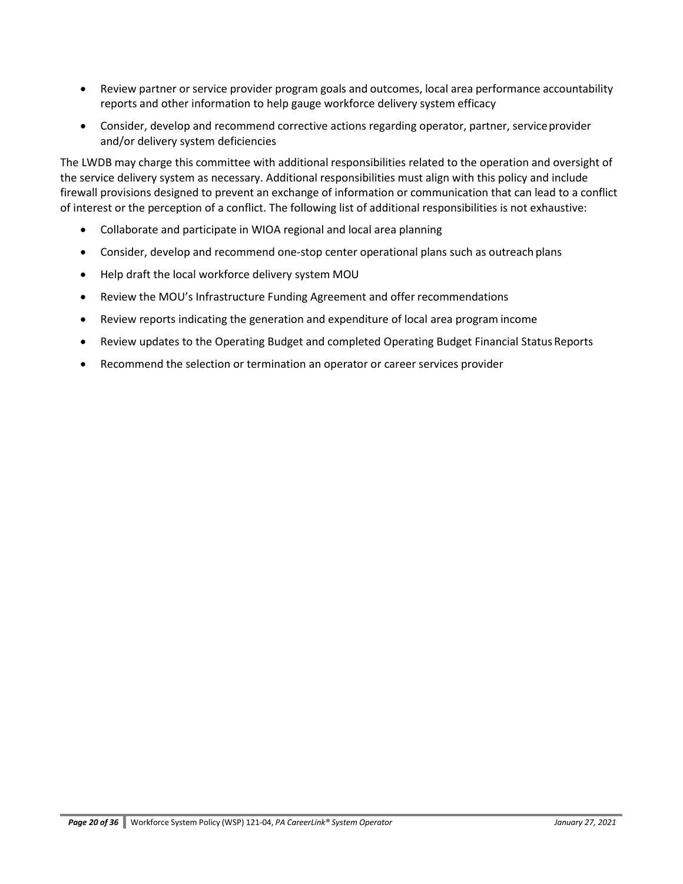- Review partner or service provider program goals and outcomes, local area performance accountability reports and other information to help gauge workforce delivery system efficacy
- Consider, develop and recommend corrective actions regarding operator, partner, service provider and/or delivery system deficiencies

The LWDB may charge this committee with additional responsibilities related to the operation and oversight of the service delivery system as necessary. Additional responsibilities must align with this policy and include firewall provisions designed to prevent an exchange of information or communication that can lead to a conflict of interest or the perception of a conflict. The following list of additional responsibilities is not exhaustive:

- Collaborate and participate in WIOA regional and local area planning
- Consider, develop and recommend one-stop center operational plans such as outreach plans
- Help draft the local workforce delivery system MOU
- Review the MOU's Infrastructure Funding Agreement and offer recommendations
- Review reports indicating the generation and expenditure of local area program income
- Review updates to the Operating Budget and completed Operating Budget Financial Status Reports
- Recommend the selection or termination an operator or career services provider